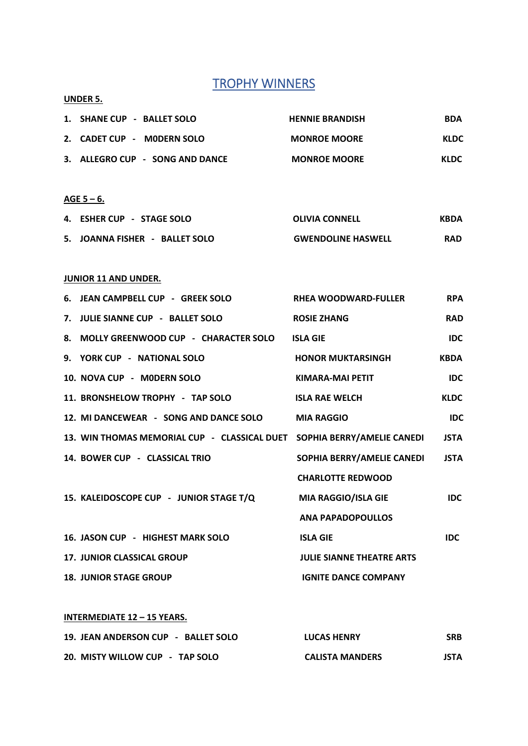# TROPHY WINNERS

**UNDER 5.**

| | | |
|---|---|---|
| **1. SHANE CUP - BALLET SOLO** | **HENNIE BRANDISH** | **BDA** |
| **2. CADET CUP - M0DERN SOLO** | **MONROE MOORE** | **KLDC** |
| **3. ALLEGRO CUP - SONG AND DANCE** | **MONROE MOORE** | **KLDC** |

**AGE 5 – 6.**

| | | |
|---|---|---|
| **4. ESHER CUP - STAGE SOLO** | **OLIVIA CONNELL** | **KBDA** |
| **5. JOANNA FISHER - BALLET SOLO** | **GWENDOLINE HASWELL** | **RAD** |

**JUNIOR 11 AND UNDER.**

| | | |
|---|---|---|
| **6. JEAN CAMPBELL CUP - GREEK SOLO** | **RHEA WOODWARD-FULLER** | **RPA** |
| **7. JULIE SIANNE CUP - BALLET SOLO** | **ROSIE ZHANG** | **RAD** |
| **8. MOLLY GREENWOOD CUP - CHARACTER SOLO** | **ISLA GIE** | **IDC** |
| **9. YORK CUP - NATIONAL SOLO** | **HONOR MUKTARSINGH** | **KBDA** |
| **10. NOVA CUP - M0DERN SOLO** | **KIMARA-MAI PETIT** | **IDC** |
| **11. BRONSHELOW TROPHY - TAP SOLO** | **ISLA RAE WELCH** | **KLDC** |
| **12. MI DANCEWEAR - SONG AND DANCE SOLO** | **MIA RAGGIO** | **IDC** |
| **13. WIN THOMAS MEMORIAL CUP - CLASSICAL DUET** | **SOPHIA BERRY/AMELIE CANEDI** | **JSTA** |
| **14. BOWER CUP - CLASSICAL TRIO** | **SOPHIA BERRY/AMELIE CANEDI CHARLOTTE REDWOOD** | **JSTA** |
| **15. KALEIDOSCOPE CUP - JUNIOR STAGE T/Q** | **MIA RAGGIO/ISLA GIE ANA PAPADOPOULLOS** | **IDC** |
| **16. JASON CUP - HIGHEST MARK SOLO** | **ISLA GIE** | **IDC** |
| **17. JUNIOR CLASSICAL GROUP** | **JULIE SIANNE THEATRE ARTS** | |
| **18. JUNIOR STAGE GROUP** | **IGNITE DANCE COMPANY** | |

**INTERMEDIATE 12 – 15 YEARS.**

| | | |
|---|---|---|
| **19. JEAN ANDERSON CUP - BALLET SOLO** | **LUCAS HENRY** | **SRB** |
| **20. MISTY WILLOW CUP - TAP SOLO** | **CALISTA MANDERS** | **JSTA** |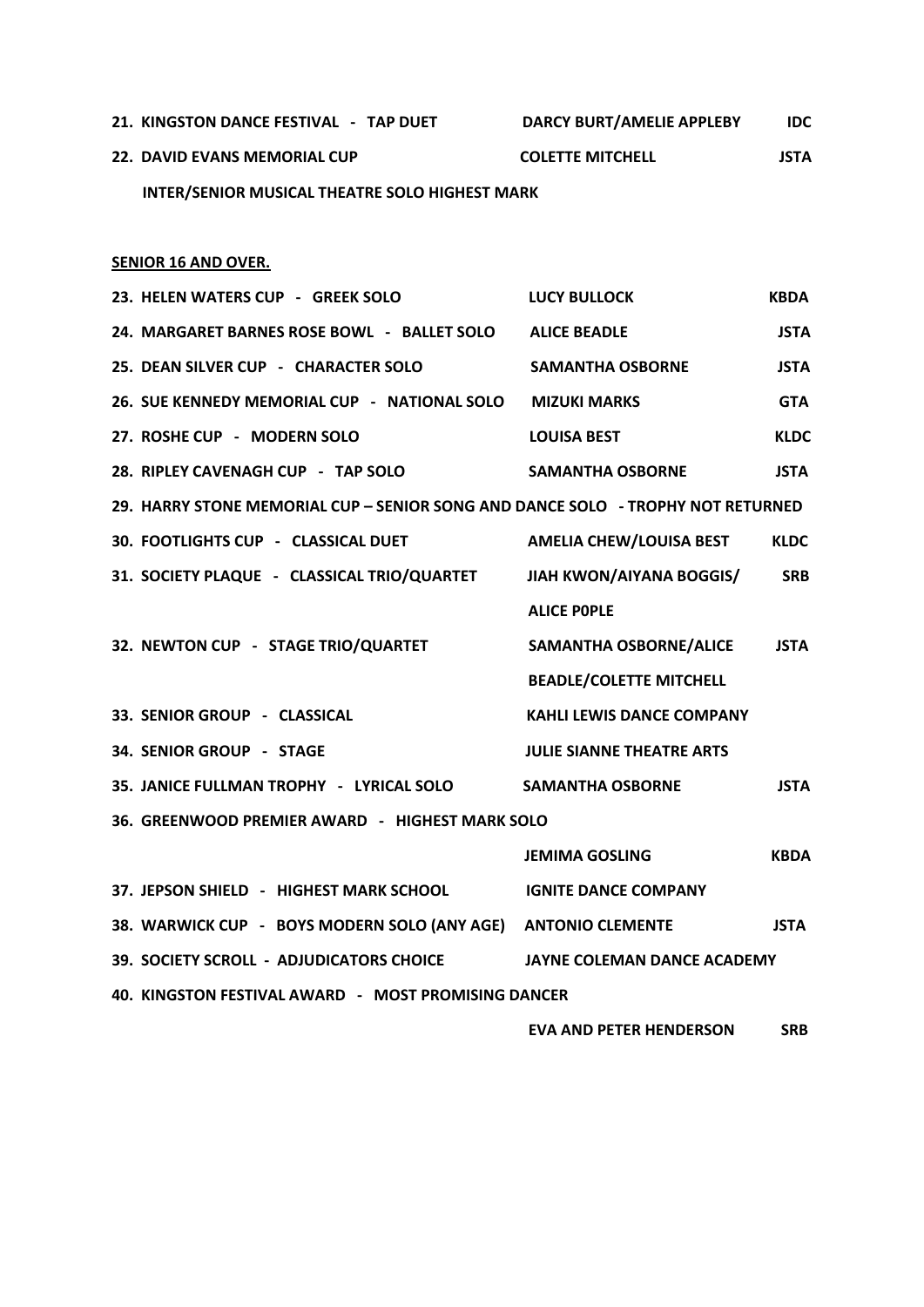| | | |
|---|---|---|
| **21. KINGSTON DANCE FESTIVAL - TAP DUET** | **DARCY BURT/AMELIE APPLEBY** | **IDC** |
| **22. DAVID EVANS MEMORIAL CUP** | **COLETTE MITCHELL** | **JSTA** |
| **INTER/SENIOR MUSICAL THEATRE SOLO HIGHEST MARK** | | |

**SENIOR 16 AND OVER.**

| | | |
|---|---|---|
| **23. HELEN WATERS CUP - GREEK SOLO** | **LUCY BULLOCK** | **KBDA** |
| **24. MARGARET BARNES ROSE BOWL - BALLET SOLO** | **ALICE BEADLE** | **JSTA** |
| **25. DEAN SILVER CUP - CHARACTER SOLO** | **SAMANTHA OSBORNE** | **JSTA** |
| **26. SUE KENNEDY MEMORIAL CUP - NATIONAL SOLO** | **MIZUKI MARKS** | **GTA** |
| **27. ROSHE CUP - MODERN SOLO** | **LOUISA BEST** | **KLDC** |
| **28. RIPLEY CAVENAGH CUP - TAP SOLO** | **SAMANTHA OSBORNE** | **JSTA** |
| **29. HARRY STONE MEMORIAL CUP – SENIOR SONG AND DANCE SOLO - TROPHY NOT RETURNED** | | |
| **30. FOOTLIGHTS CUP - CLASSICAL DUET** | **AMELIA CHEW/LOUISA BEST** | **KLDC** |
| **31. SOCIETY PLAQUE - CLASSICAL TRIO/QUARTET** | **JIAH KWON/AIYANA BOGGIS/ ALICE P0PLE** | **SRB** |
| **32. NEWTON CUP - STAGE TRIO/QUARTET** | **SAMANTHA OSBORNE/ALICE BEADLE/COLETTE MITCHELL** | **JSTA** |
| **33. SENIOR GROUP - CLASSICAL** | **KAHLI LEWIS DANCE COMPANY** | |
| **34. SENIOR GROUP - STAGE** | **JULIE SIANNE THEATRE ARTS** | |
| **35. JANICE FULLMAN TROPHY - LYRICAL SOLO** | **SAMANTHA OSBORNE** | **JSTA** |
| **36. GREENWOOD PREMIER AWARD - HIGHEST MARK SOLO** | **JEMIMA GOSLING** | **KBDA** |
| **37. JEPSON SHIELD - HIGHEST MARK SCHOOL** | **IGNITE DANCE COMPANY** | |
| **38. WARWICK CUP - BOYS MODERN SOLO (ANY AGE)** | **ANTONIO CLEMENTE** | **JSTA** |
| **39. SOCIETY SCROLL - ADJUDICATORS CHOICE** | **JAYNE COLEMAN DANCE ACADEMY** | |
| **40. KINGSTON FESTIVAL AWARD - MOST PROMISING DANCER** | **EVA AND PETER HENDERSON** | **SRB** |